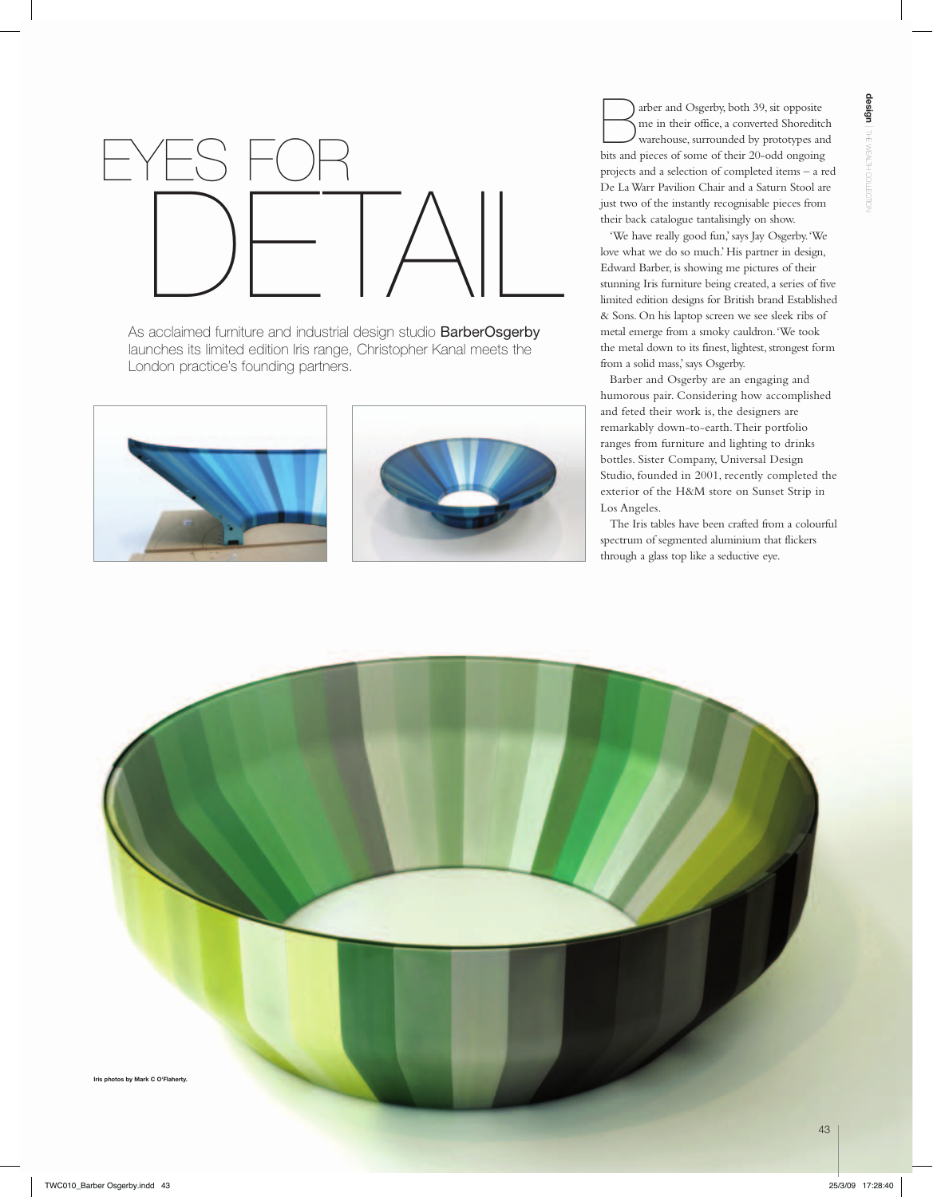# EYES FOR DETAIL

As acclaimed furniture and industrial design studio **BarberOsgerby** launches its limited edition Iris range, Christopher Kanal meets the London practice's founding partners.

Barber and Osgerby, both 39, sit opposite me in their office, a converted Shoreditch warehouse, surrounded by prototypes and bits and pieces of some of their 20-odd ongoing projects and a selection of completed items – a red De La Warr Pavilion Chair and a Saturn Stool are just two of the instantly recognisable pieces from their back catalogue tantalisingly on show.

'We have really good fun,' says Jay Osgerby. 'We love what we do so much.' His partner in design, Edward Barber, is showing me pictures of their stunning Iris furniture being created, a series of five limited edition designs for British brand Established & Sons. On his laptop screen we see sleek ribs of metal emerge from a smoky cauldron. 'We took the metal down to its finest, lightest, strongest form from a solid mass,' says Osgerby.

Barber and Osgerby are an engaging and humorous pair. Considering how accomplished and feted their work is, the designers are remarkably down-to-earth. Their portfolio ranges from furniture and lighting to drinks bottles. Sister Company, Universal Design Studio, founded in 2001, recently completed the exterior of the H&M store on Sunset Strip in Los Angeles.

The Iris tables have been crafted from a colourful spectrum of segmented aluminium that flickers through a glass top like a seductive eye.

**Iris photos by Mark C O'Flaherty.**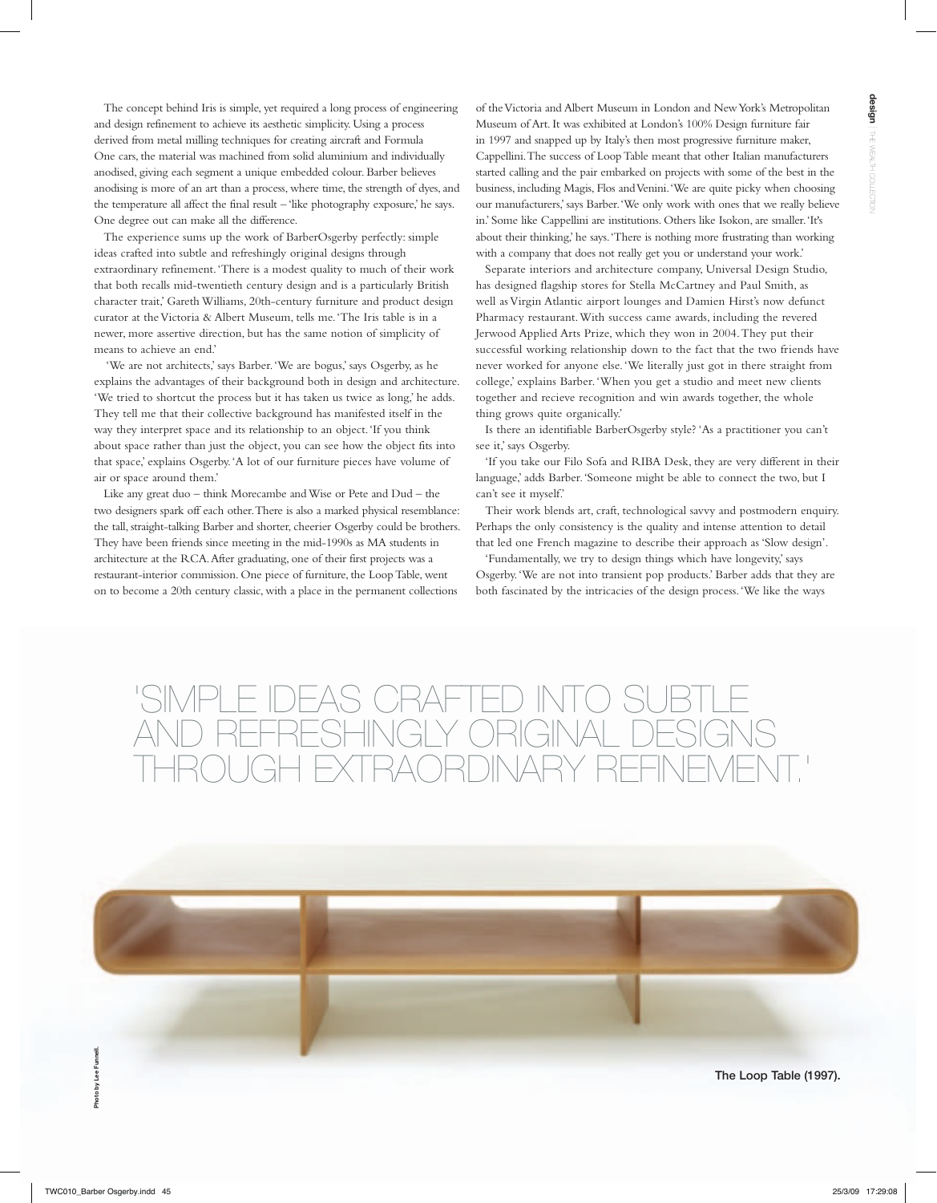The concept behind Iris is simple, yet required a long process of engineering and design refinement to achieve its aesthetic simplicity. Using a process derived from metal milling techniques for creating aircraft and Formula One cars, the material was machined from solid aluminium and individually anodised, giving each segment a unique embedded colour. Barber believes anodising is more of an art than a process, where time, the strength of dyes, and the temperature all affect the final result – 'like photography exposure,' he says. One degree out can make all the difference.

The experience sums up the work of BarberOsgerby perfectly: simple ideas crafted into subtle and refreshingly original designs through extraordinary refinement. 'There is a modest quality to much of their work that both recalls mid-twentieth century design and is a particularly British character trait,' Gareth Williams, 20th-century furniture and product design curator at the Victoria & Albert Museum, tells me. 'The Iris table is in a newer, more assertive direction, but has the same notion of simplicity of means to achieve an end.'

'We are not architects,' says Barber. 'We are bogus,' says Osgerby, as he explains the advantages of their background both in design and architecture. 'We tried to shortcut the process but it has taken us twice as long,' he adds. They tell me that their collective background has manifested itself in the way they interpret space and its relationship to an object. 'If you think about space rather than just the object, you can see how the object fits into that space,' explains Osgerby. 'A lot of our furniture pieces have volume of air or space around them.'

Like any great duo – think Morecambe and Wise or Pete and Dud – the two designers spark off each other. There is also a marked physical resemblance: the tall, straight-talking Barber and shorter, cheerier Osgerby could be brothers. They have been friends since meeting in the mid-1990s as MA students in architecture at the RCA. After graduating, one of their first projects was a restaurant-interior commission. One piece of furniture, the Loop Table, went on to become a 20th century classic, with a place in the permanent collections of the Victoria and Albert Museum in London and New York's Metropolitan Museum of Art. It was exhibited at London's 100% Design furniture fair in 1997 and snapped up by Italy's then most progressive furniture maker, Cappellini. The success of Loop Table meant that other Italian manufacturers started calling and the pair embarked on projects with some of the best in the business, including Magis, Flos and Venini. 'We are quite picky when choosing our manufacturers,' says Barber. 'We only work with ones that we really believe in.' Some like Cappellini are institutions. Others like Isokon, are smaller. 'It's about their thinking,' he says. 'There is nothing more frustrating than working with a company that does not really get you or understand your work.'

Separate interiors and architecture company, Universal Design Studio, has designed flagship stores for Stella McCartney and Paul Smith, as well as Virgin Atlantic airport lounges and Damien Hirst's now defunct Pharmacy restaurant. With success came awards, including the revered Jerwood Applied Arts Prize, which they won in 2004. They put their successful working relationship down to the fact that the two friends have never worked for anyone else. 'We literally just got in there straight from college,' explains Barber. 'When you get a studio and meet new clients together and recieve recognition and win awards together, the whole thing grows quite organically.'

Is there an identifiable BarberOsgerby style? 'As a practitioner you can't see it,' says Osgerby.

'If you take our Filo Sofa and RIBA Desk, they are very different in their language,' adds Barber. 'Someone might be able to connect the two, but I can't see it myself.'

Their work blends art, craft, technological savvy and postmodern enquiry. Perhaps the only consistency is the quality and intense attention to detail that led one French magazine to describe their approach as 'Slow design'.

'Fundamentally, we try to design things which have longevity,' says Osgerby. 'We are not into transient pop products.' Barber adds that they are both fascinated by the intricacies of the design process. 'We like the ways

## 'SIMPLE IDEAS CRAFTED INTO SUBTLE AND REFRESHINGLY ORIGINAL DESIGNS THROUGH EXTRAORDINARY REFINEMENT.'

Photo by Lee Funnell.

The Loop Table (1997).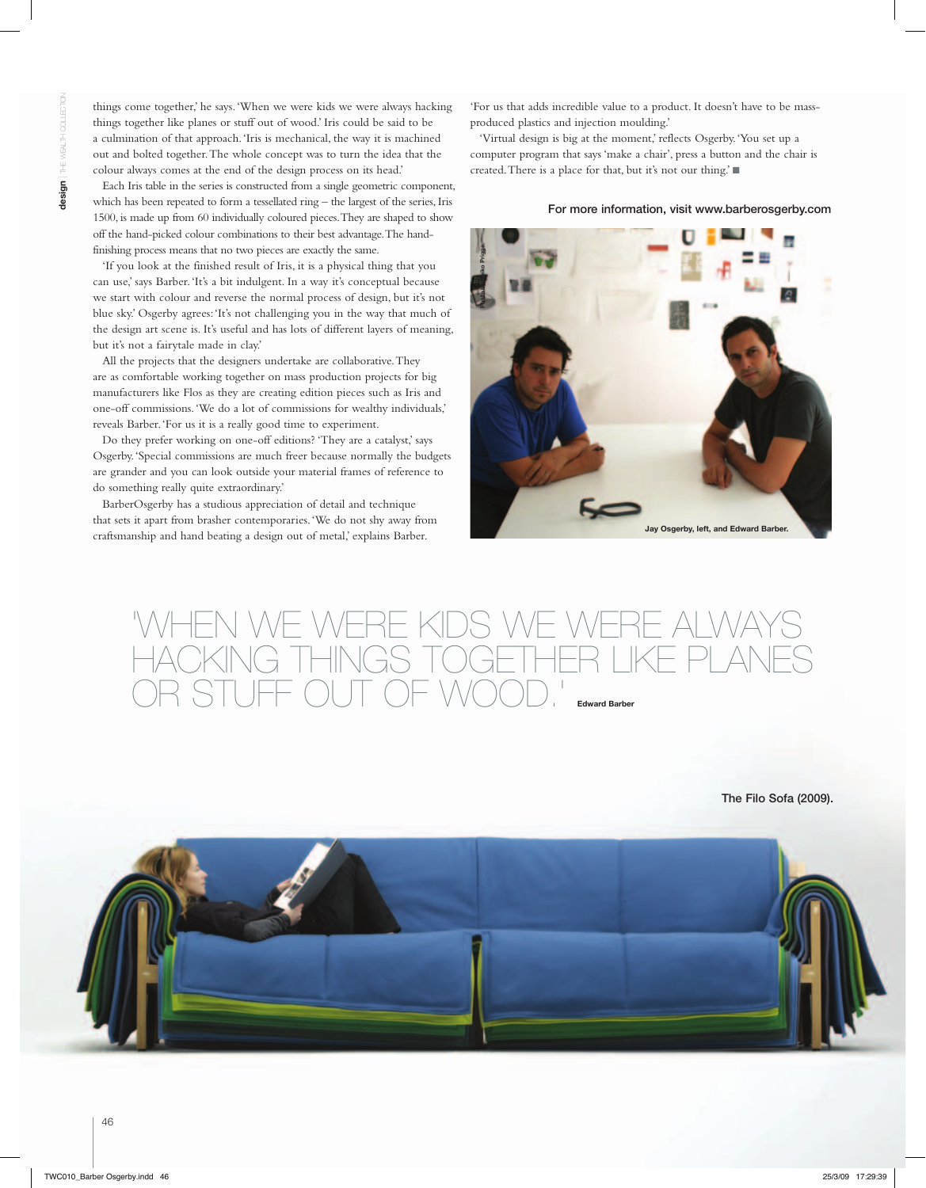things come together,' he says. 'When we were kids we were always hacking things together like planes or stuff out of wood.' Iris could be said to be a culmination of that approach. 'Iris is mechanical, the way it is machined out and bolted together. The whole concept was to turn the idea that the colour always comes at the end of the design process on its head.'

Each Iris table in the series is constructed from a single geometric component, which has been repeated to form a tessellated ring – the largest of the series, Iris 1500, is made up from 60 individually coloured pieces. They are shaped to show off the hand-picked colour combinations to their best advantage. The hand-finishing process means that no two pieces are exactly the same.

'If you look at the finished result of Iris, it is a physical thing that you can use,' says Barber. 'It's a bit indulgent. In a way it's conceptual because we start with colour and reverse the normal process of design, but it's not blue sky.' Osgerby agrees: 'It's not challenging you in the way that much of the design art scene is. It's useful and has lots of different layers of meaning, but it's not a fairytale made in clay.'

All the projects that the designers undertake are collaborative. They are as comfortable working together on mass production projects for big manufacturers like Flos as they are creating edition pieces such as Iris and one-off commissions. 'We do a lot of commissions for wealthy individuals,' reveals Barber. 'For us it is a really good time to experiment.'

Do they prefer working on one-off editions? 'They are a catalyst,' says Osgerby. 'Special commissions are much freer because normally the budgets are grander and you can look outside your material frames of reference to do something really quite extraordinary.'

BarberOsgerby has a studious appreciation of detail and technique that sets it apart from brasher contemporaries. 'We do not shy away from craftsmanship and hand beating a design out of metal,' explains Barber. 'For us that adds incredible value to a product. It doesn't have to be mass-produced plastics and injection moulding.'

'Virtual design is big at the moment,' reflects Osgerby. 'You set up a computer program that says 'make a chair', press a button and the chair is created. There is a place for that, but it's not our thing.' ■

**For more information, visit www.barberosgerby.com**

Jay Osgerby, left, and Edward Barber.

'WHEN WE WERE KIDS WE WERE ALWAYS HACKING THINGS TOGETHER LIKE PLANES OR STUFF OUT OF WOOD.' **Edward Barber**

The Filo Sofa (2009).